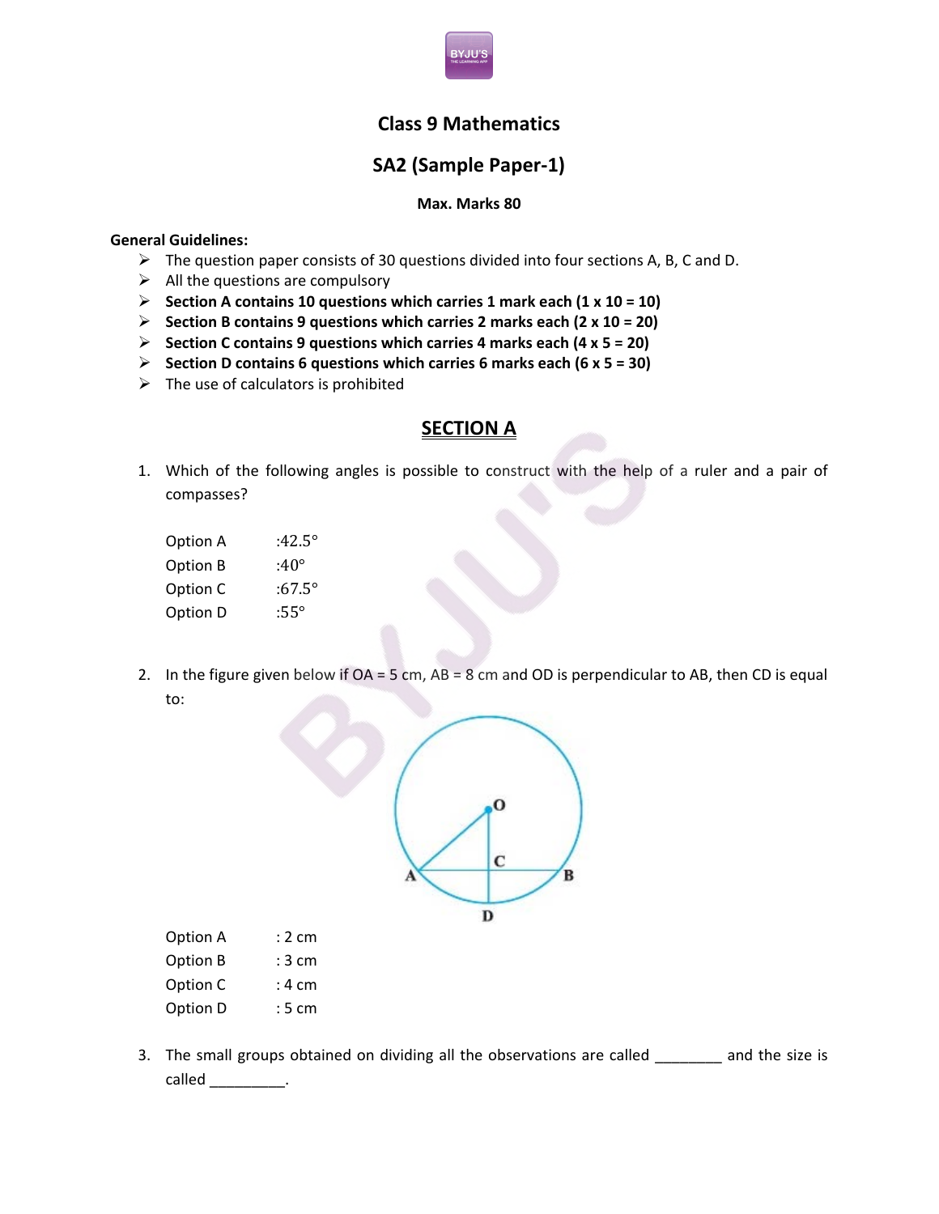# Class 9 Mathematics

## SA2 (Sample Paper-1)

**Max. Marks 80**

**General Guidelines:**

- The question paper consists of 30 questions divided into four sections A, B, C and D.
- All the questions are compulsory
- **Section A contains 10 questions which carries 1 mark each (1 x 10 = 10)**
- **Section B contains 9 questions which carries 2 marks each (2 x 10 = 20)**
- **Section C contains 9 questions which carries 4 marks each (4 x 5 = 20)**
- **Section D contains 6 questions which carries 6 marks each (6 x 5 = 30)**
- The use of calculators is prohibited

## SECTION A

1. Which of the following angles is possible to construct with the help of a ruler and a pair of compasses?

   Option A :$42.5°$
   Option B :$40°$
   Option C :$67.5°$
   Option D :$55°$

2. In the figure given below if OA = 5 cm, AB = 8 cm and OD is perpendicular to AB, then CD is equal to:

   Option A : 2 cm
   Option B : 3 cm
   Option C : 4 cm
   Option D : 5 cm

3. The small groups obtained on dividing all the observations are called ________ and the size is called _________.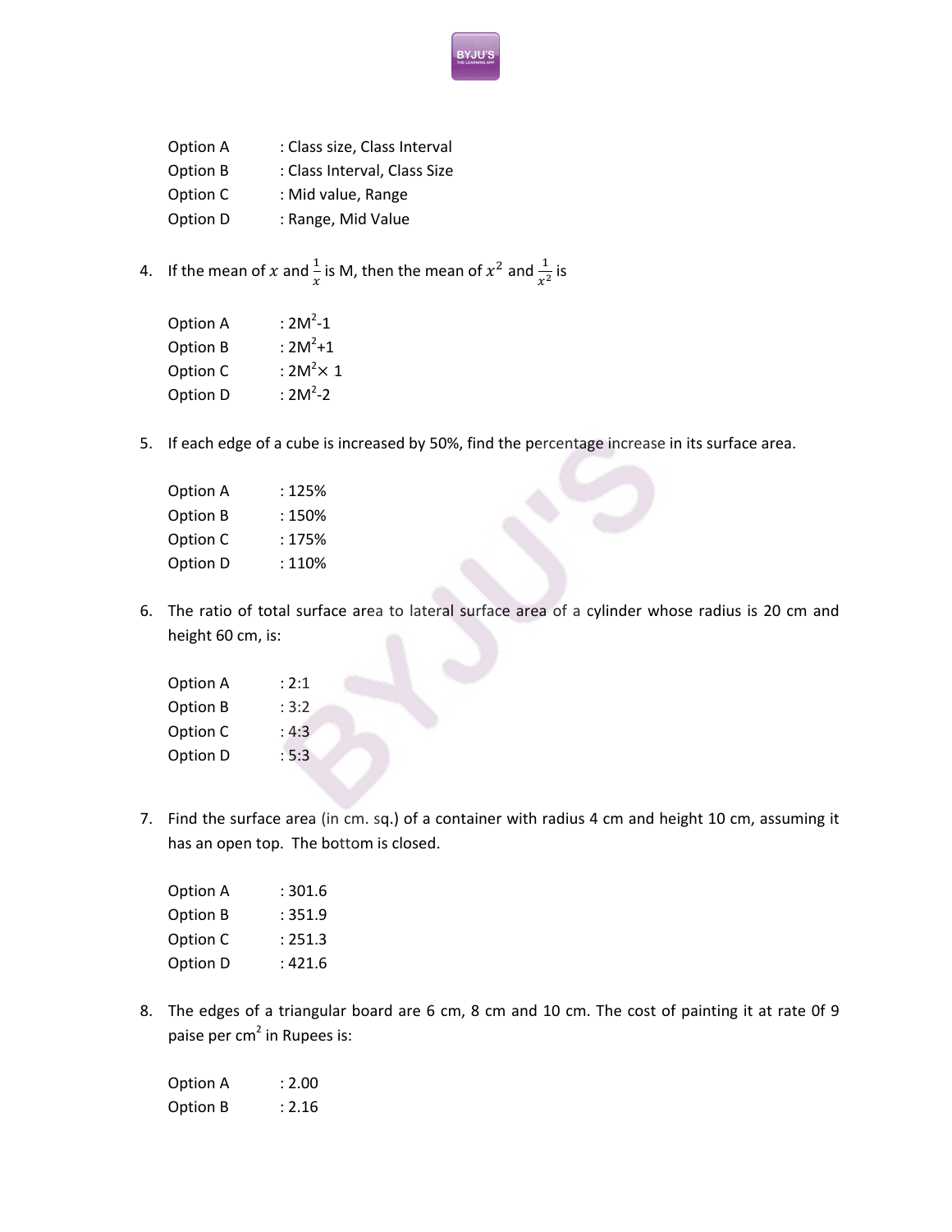Option A : Class size, Class Interval

Option B : Class Interval, Class Size

Option C : Mid value, Range

Option D : Range, Mid Value

4. If the mean of $x$ and $\frac{1}{x}$ is M, then the mean of $x^2$ and $\frac{1}{x^2}$ is

   Option A : $2M^2-1$

   Option B : $2M^2+1$

   Option C : $2M^2\times 1$

   Option D : $2M^2-2$

5. If each edge of a cube is increased by 50%, find the percentage increase in its surface area.

   Option A : 125%

   Option B : 150%

   Option C : 175%

   Option D : 110%

6. The ratio of total surface area to lateral surface area of a cylinder whose radius is 20 cm and height 60 cm, is:

   Option A : 2:1

   Option B : 3:2

   Option C : 4:3

   Option D : 5:3

7. Find the surface area (in cm. sq.) of a container with radius 4 cm and height 10 cm, assuming it has an open top. The bottom is closed.

   Option A : 301.6

   Option B : 351.9

   Option C : 251.3

   Option D : 421.6

8. The edges of a triangular board are 6 cm, 8 cm and 10 cm. The cost of painting it at rate 0f 9 paise per $cm^2$ in Rupees is:

   Option A : 2.00

   Option B : 2.16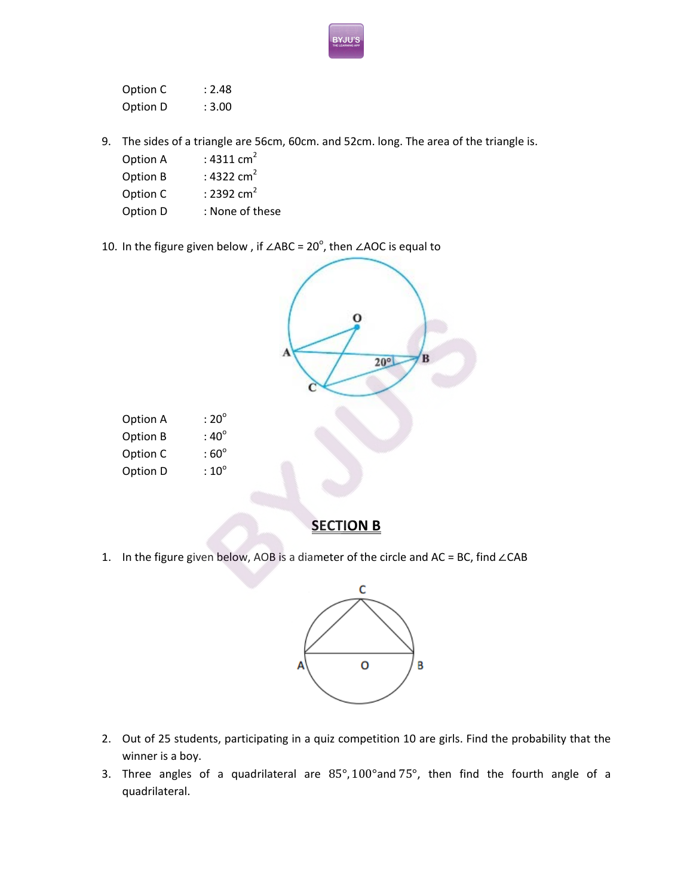Option C : 2.48

Option D : 3.00

9. The sides of a triangle are 56cm, 60cm. and 52cm. long. The area of the triangle is.

   Option A : 4311 $cm^2$

   Option B : 4322 $cm^2$

   Option C : 2392 $cm^2$

   Option D : None of these

10. In the figure given below , if $\angle ABC = 20^{\circ}$, then $\angle AOC$ is equal to

   Option A : $20^{\circ}$

   Option B : $40^{\circ}$

   Option C : $60^{\circ}$

   Option D : $10^{\circ}$

## SECTION B

1. In the figure given below, AOB is a diameter of the circle and AC = BC, find $\angle CAB$

2. Out of 25 students, participating in a quiz competition 10 are girls. Find the probability that the winner is a boy.

3. Three angles of a quadrilateral are $85^{\circ}, 100^{\circ}$ and $75^{\circ}$, then find the fourth angle of a quadrilateral.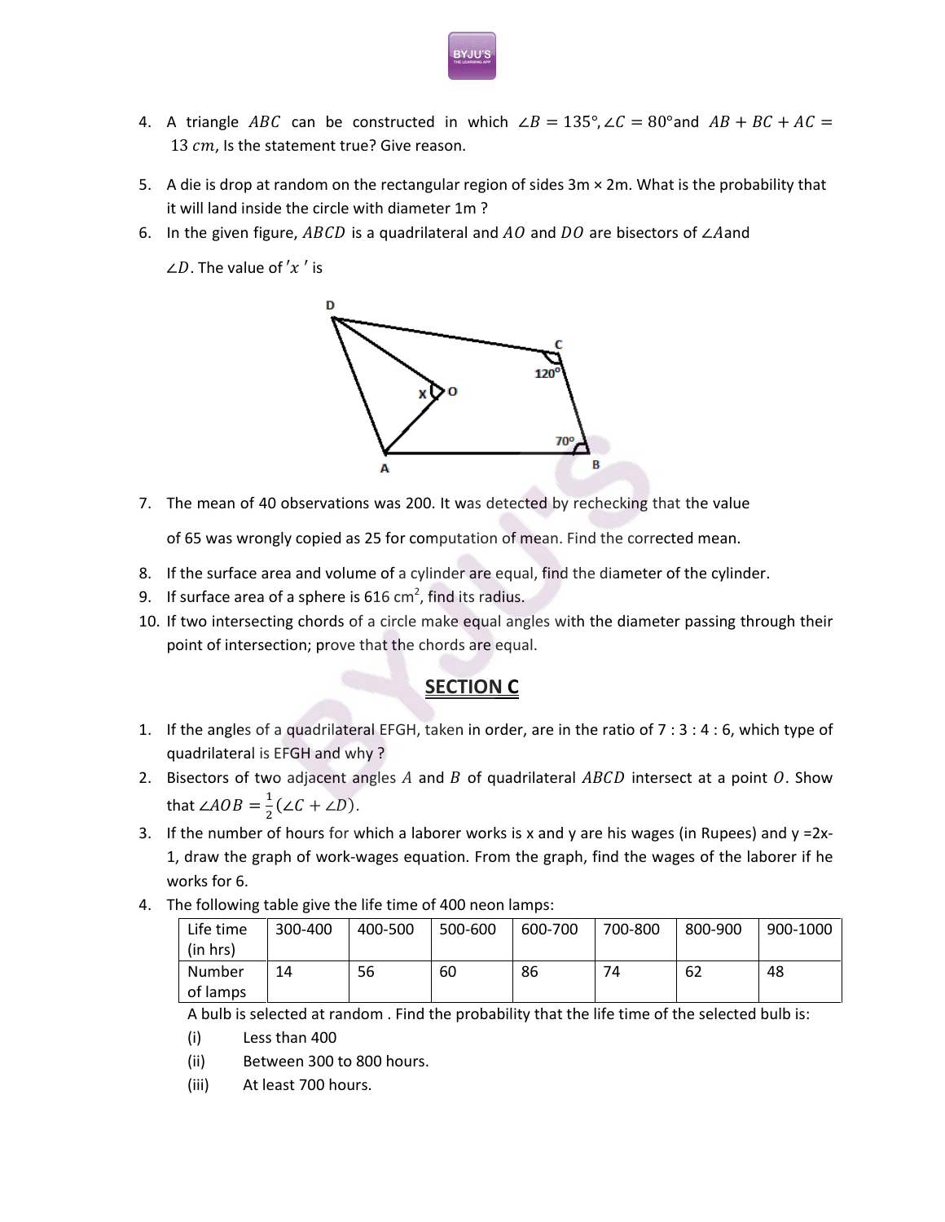4. A triangle $ABC$ can be constructed in which $\angle B = 135°, \angle C = 80°$and $AB + BC + AC = 13\ cm$, Is the statement true? Give reason.

5. A die is drop at random on the rectangular region of sides 3m × 2m. What is the probability that it will land inside the circle with diameter 1m ?

6. In the given figure, $ABCD$ is a quadrilateral and $AO$ and $DO$ are bisectors of $\angle A$and $\angle D$. The value of $'x'$ is

7. The mean of 40 observations was 200. It was detected by rechecking that the value of 65 was wrongly copied as 25 for computation of mean. Find the corrected mean.

8. If the surface area and volume of a cylinder are equal, find the diameter of the cylinder.

9. If surface area of a sphere is 616 cm$^2$, find its radius.

10. If two intersecting chords of a circle make equal angles with the diameter passing through their point of intersection; prove that the chords are equal.

## SECTION C

1. If the angles of a quadrilateral EFGH, taken in order, are in the ratio of 7 : 3 : 4 : 6, which type of quadrilateral is EFGH and why ?

2. Bisectors of two adjacent angles $A$ and $B$ of quadrilateral $ABCD$ intersect at a point $O$. Show that $\angle AOB = \frac{1}{2}(\angle C + \angle D)$.

3. If the number of hours for which a laborer works is x and y are his wages (in Rupees) and y =2x-1, draw the graph of work-wages equation. From the graph, find the wages of the laborer if he works for 6.

4. The following table give the life time of 400 neon lamps:

| Life time (in hrs) | 300-400 | 400-500 | 500-600 | 600-700 | 700-800 | 800-900 | 900-1000 |
|---|---|---|---|---|---|---|---|
| Number of lamps | 14 | 56 | 60 | 86 | 74 | 62 | 48 |

A bulb is selected at random . Find the probability that the life time of the selected bulb is:

(i) Less than 400

(ii) Between 300 to 800 hours.

(iii) At least 700 hours.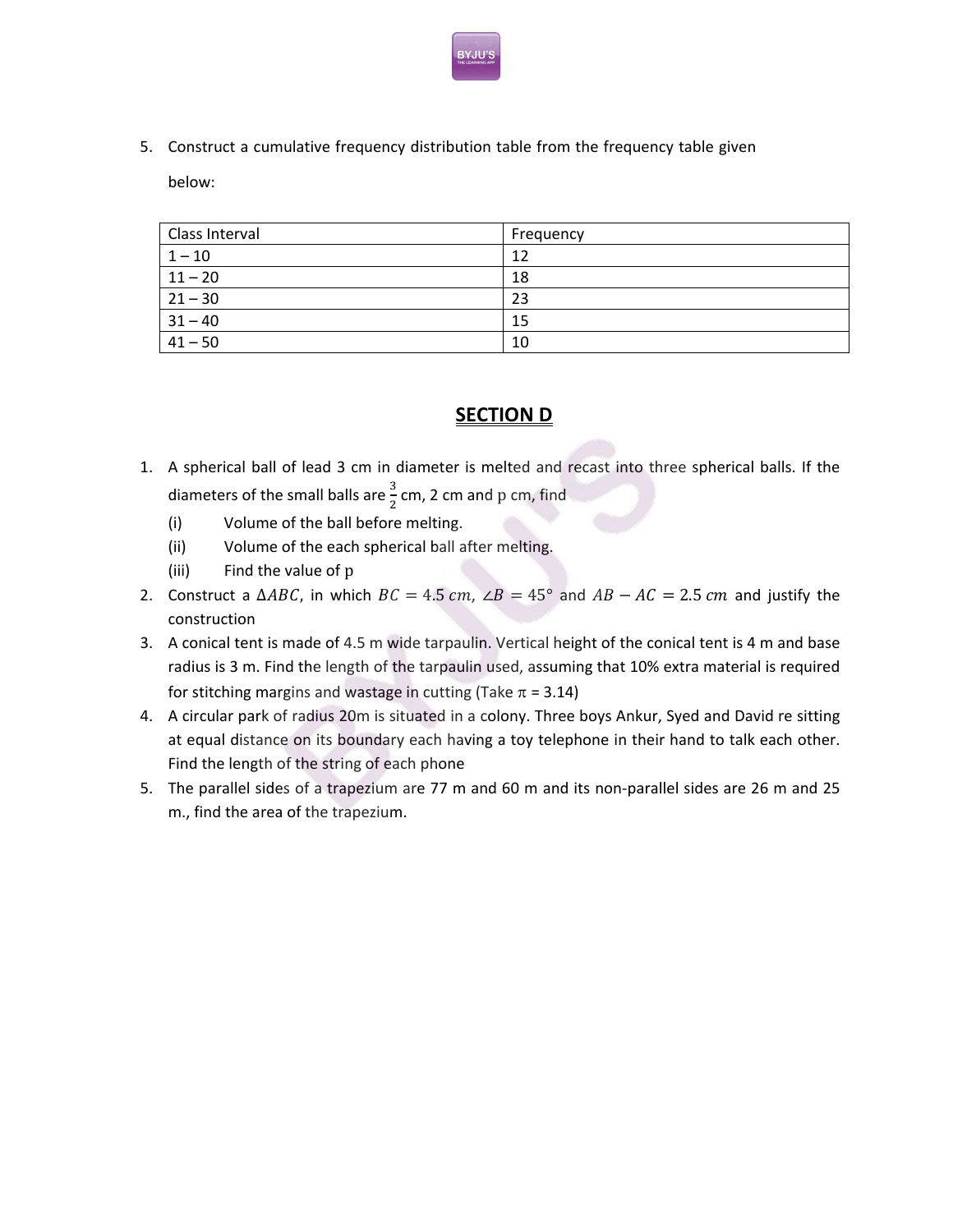5. Construct a cumulative frequency distribution table from the frequency table given below:

| Class Interval | Frequency |
|---|---|
| 1 – 10 | 12 |
| 11 – 20 | 18 |
| 21 – 30 | 23 |
| 31 – 40 | 15 |
| 41 – 50 | 10 |

## SECTION D

1. A spherical ball of lead 3 cm in diameter is melted and recast into three spherical balls. If the diameters of the small balls are $\frac{3}{2}$ cm, 2 cm and p cm, find
   (i) Volume of the ball before melting.
   (ii) Volume of the each spherical ball after melting.
   (iii) Find the value of p
2. Construct a $\Delta ABC$, in which $BC = 4.5\ cm$, $\angle B = 45°$ and $AB - AC = 2.5\ cm$ and justify the construction
3. A conical tent is made of 4.5 m wide tarpaulin. Vertical height of the conical tent is 4 m and base radius is 3 m. Find the length of the tarpaulin used, assuming that 10% extra material is required for stitching margins and wastage in cutting (Take $\pi$ = 3.14)
4. A circular park of radius 20m is situated in a colony. Three boys Ankur, Syed and David re sitting at equal distance on its boundary each having a toy telephone in their hand to talk each other. Find the length of the string of each phone
5. The parallel sides of a trapezium are 77 m and 60 m and its non-parallel sides are 26 m and 25 m., find the area of the trapezium.